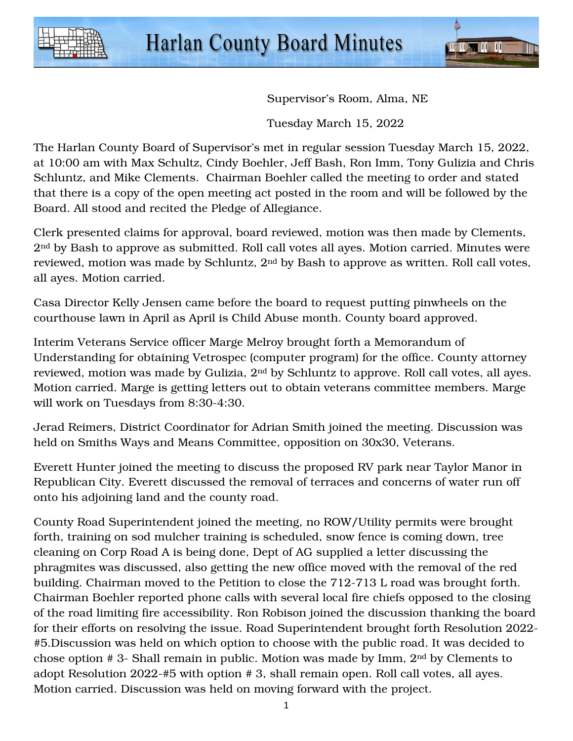# Harlan County Board Minutes

Supervisor's Room, Alma, NE

Tuesday March 15, 2022

The Harlan County Board of Supervisor's met in regular session Tuesday March 15, 2022, at 10:00 am with Max Schultz, Cindy Boehler, Jeff Bash, Ron Imm, Tony Gulizia and Chris Schluntz, and Mike Clements. Chairman Boehler called the meeting to order and stated that there is a copy of the open meeting act posted in the room and will be followed by the Board. All stood and recited the Pledge of Allegiance.

Clerk presented claims for approval, board reviewed, motion was then made by Clements, 2nd by Bash to approve as submitted. Roll call votes all ayes. Motion carried. Minutes were reviewed, motion was made by Schluntz, 2nd by Bash to approve as written. Roll call votes, all ayes. Motion carried.

Casa Director Kelly Jensen came before the board to request putting pinwheels on the courthouse lawn in April as April is Child Abuse month. County board approved.

Interim Veterans Service officer Marge Melroy brought forth a Memorandum of Understanding for obtaining Vetrospec (computer program) for the office. County attorney reviewed, motion was made by Gulizia, 2nd by Schluntz to approve. Roll call votes, all ayes. Motion carried. Marge is getting letters out to obtain veterans committee members. Marge will work on Tuesdays from 8:30-4:30.

Jerad Reimers, District Coordinator for Adrian Smith joined the meeting. Discussion was held on Smiths Ways and Means Committee, opposition on 30x30, Veterans.

Everett Hunter joined the meeting to discuss the proposed RV park near Taylor Manor in Republican City. Everett discussed the removal of terraces and concerns of water run off onto his adjoining land and the county road.

County Road Superintendent joined the meeting, no ROW/Utility permits were brought forth, training on sod mulcher training is scheduled, snow fence is coming down, tree cleaning on Corp Road A is being done, Dept of AG supplied a letter discussing the phragmites was discussed, also getting the new office moved with the removal of the red building. Chairman moved to the Petition to close the 712-713 L road was brought forth. Chairman Boehler reported phone calls with several local fire chiefs opposed to the closing of the road limiting fire accessibility. Ron Robison joined the discussion thanking the board for their efforts on resolving the issue. Road Superintendent brought forth Resolution 2022-#5.Discussion was held on which option to choose with the public road. It was decided to chose option # 3- Shall remain in public. Motion was made by Imm, 2nd by Clements to adopt Resolution 2022-#5 with option # 3, shall remain open. Roll call votes, all ayes. Motion carried. Discussion was held on moving forward with the project.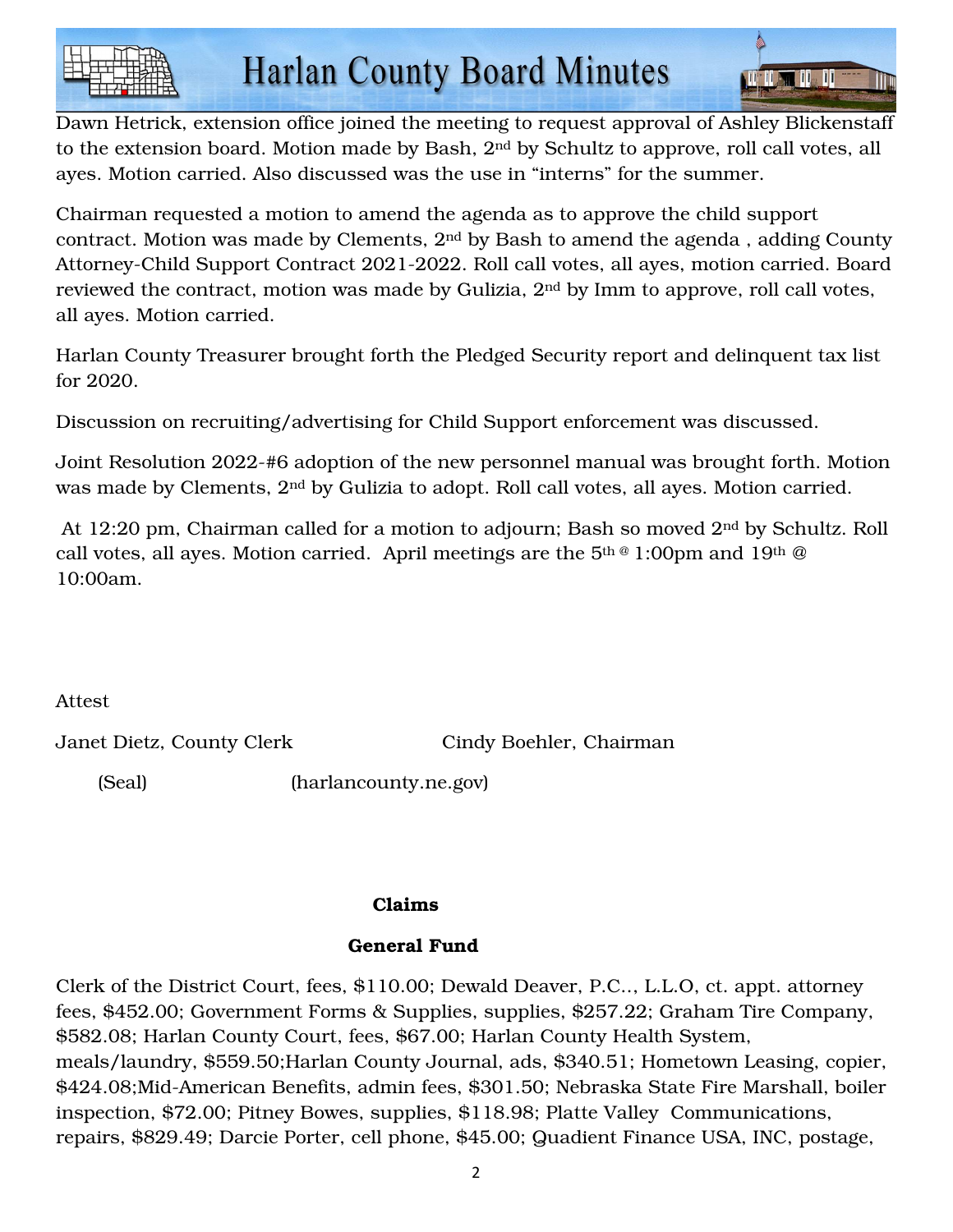Dawn Hetrick, extension office joined the meeting to request approval of Ashley Blickenstaff to the extension board. Motion made by Bash, 2nd by Schultz to approve, roll call votes, all ayes. Motion carried. Also discussed was the use in "interns" for the summer.

Chairman requested a motion to amend the agenda as to approve the child support contract. Motion was made by Clements, 2nd by Bash to amend the agenda , adding County Attorney-Child Support Contract 2021-2022. Roll call votes, all ayes, motion carried. Board reviewed the contract, motion was made by Gulizia, 2nd by Imm to approve, roll call votes, all ayes. Motion carried.

Harlan County Treasurer brought forth the Pledged Security report and delinquent tax list for 2020.

Discussion on recruiting/advertising for Child Support enforcement was discussed.

Joint Resolution 2022-#6 adoption of the new personnel manual was brought forth. Motion was made by Clements, 2nd by Gulizia to adopt. Roll call votes, all ayes. Motion carried.

At 12:20 pm, Chairman called for a motion to adjourn; Bash so moved 2nd by Schultz. Roll call votes, all ayes. Motion carried. April meetings are the 5th @ 1:00pm and 19th @ 10:00am.

Attest

Janet Dietz, County Clerk　　　　　　　Cindy Boehler, Chairman

(Seal)　　　　　　(harlancounty.ne.gov)

**Claims**

**General Fund**

Clerk of the District Court, fees, $110.00; Dewald Deaver, P.C.., L.L.O, ct. appt. attorney fees, $452.00; Government Forms & Supplies, supplies, $257.22; Graham Tire Company, $582.08; Harlan County Court, fees, $67.00; Harlan County Health System, meals/laundry, $559.50;Harlan County Journal, ads, $340.51; Hometown Leasing, copier, $424.08;Mid-American Benefits, admin fees, $301.50; Nebraska State Fire Marshall, boiler inspection, $72.00; Pitney Bowes, supplies, $118.98; Platte Valley Communications, repairs, $829.49; Darcie Porter, cell phone, $45.00; Quadient Finance USA, INC, postage,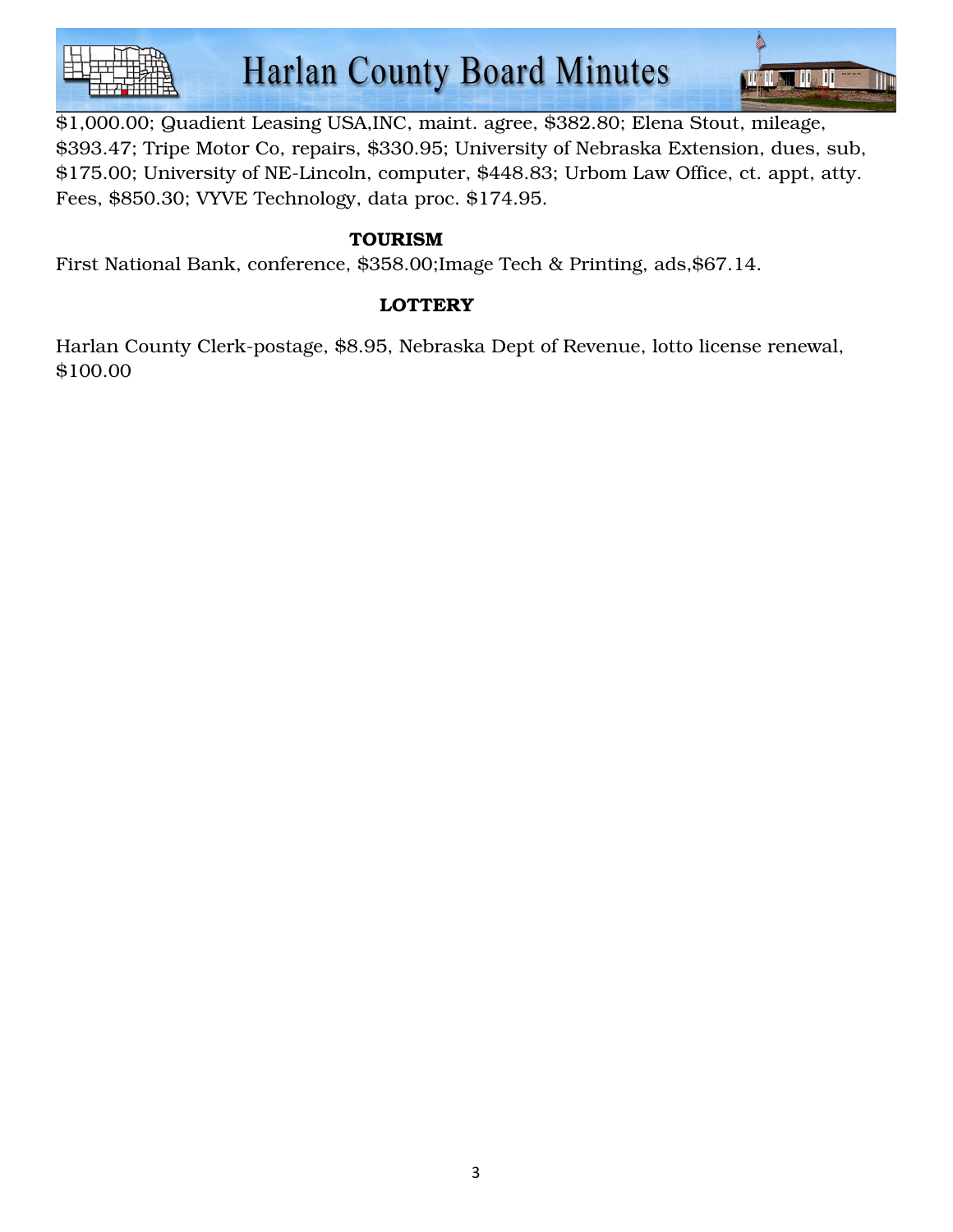$1,000.00; Quadient Leasing USA,INC, maint. agree, $382.80; Elena Stout, mileage, $393.47; Tripe Motor Co, repairs, $330.95; University of Nebraska Extension, dues, sub, $175.00; University of NE-Lincoln, computer, $448.83; Urbom Law Office, ct. appt, atty. Fees, $850.30; VYVE Technology, data proc. $174.95.

**TOURISM**

First National Bank, conference, $358.00;Image Tech & Printing, ads,$67.14.

**LOTTERY**

Harlan County Clerk-postage, $8.95, Nebraska Dept of Revenue, lotto license renewal, $100.00